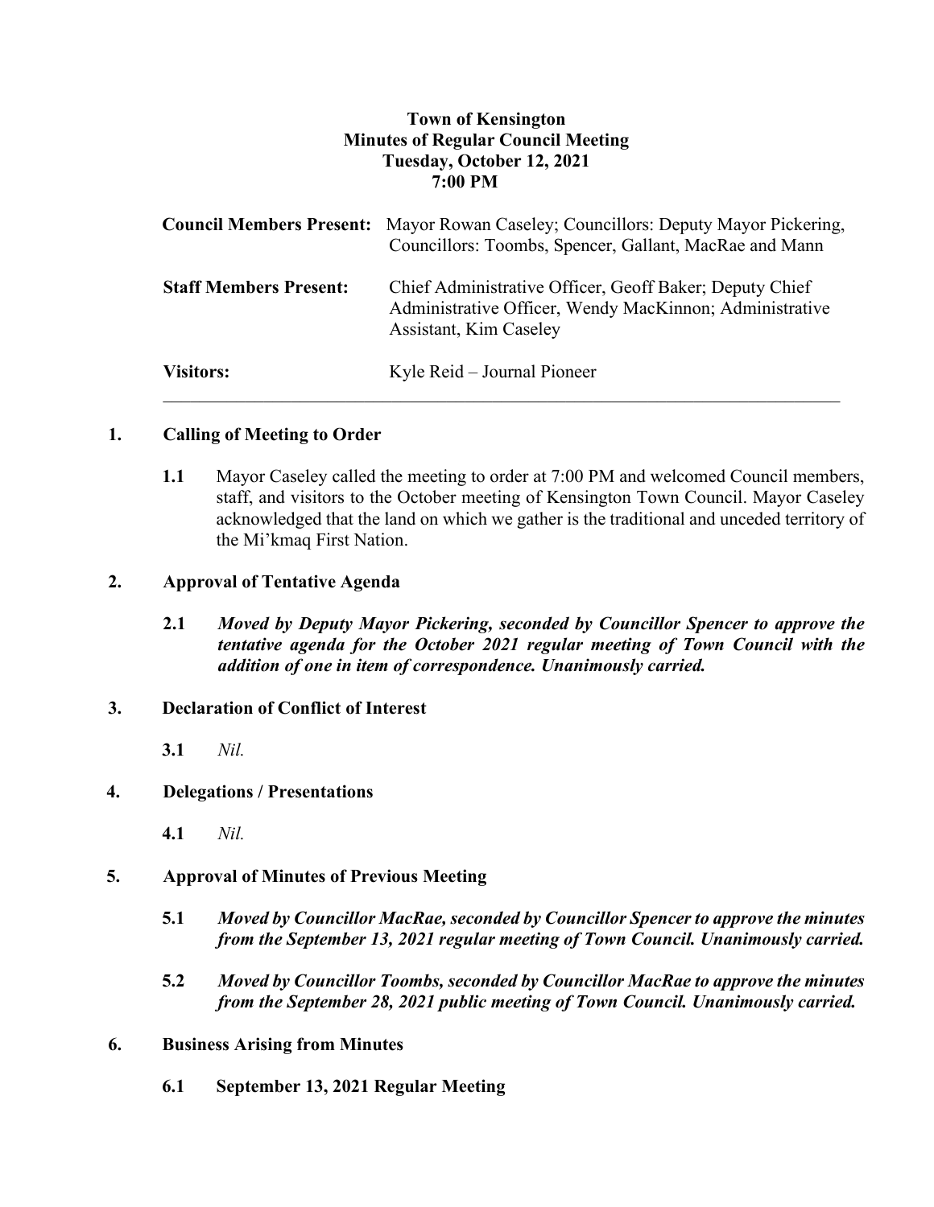**Town of Kensington**
**Minutes of Regular Council Meeting**
**Tuesday, October 12, 2021**
**7:00 PM**

| | |
|---|---|
| **Council Members Present:** | Mayor Rowan Caseley; Councillors: Deputy Mayor Pickering, Councillors: Toombs, Spencer, Gallant, MacRae and Mann |
| **Staff Members Present:** | Chief Administrative Officer, Geoff Baker; Deputy Chief Administrative Officer, Wendy MacKinnon; Administrative Assistant, Kim Caseley |
| **Visitors:** | Kyle Reid – Journal Pioneer |

---

## 1. Calling of Meeting to Order

**1.1** Mayor Caseley called the meeting to order at 7:00 PM and welcomed Council members, staff, and visitors to the October meeting of Kensington Town Council. Mayor Caseley acknowledged that the land on which we gather is the traditional and unceded territory of the Mi'kmaq First Nation.

## 2. Approval of Tentative Agenda

**2.1** ***Moved by Deputy Mayor Pickering, seconded by Councillor Spencer to approve the tentative agenda for the October 2021 regular meeting of Town Council with the addition of one in item of correspondence. Unanimously carried.***

## 3. Declaration of Conflict of Interest

**3.1** *Nil.*

## 4. Delegations / Presentations

**4.1** *Nil.*

## 5. Approval of Minutes of Previous Meeting

**5.1** ***Moved by Councillor MacRae, seconded by Councillor Spencer to approve the minutes from the September 13, 2021 regular meeting of Town Council. Unanimously carried.***

**5.2** ***Moved by Councillor Toombs, seconded by Councillor MacRae to approve the minutes from the September 28, 2021 public meeting of Town Council. Unanimously carried.***

## 6. Business Arising from Minutes

**6.1 September 13, 2021 Regular Meeting**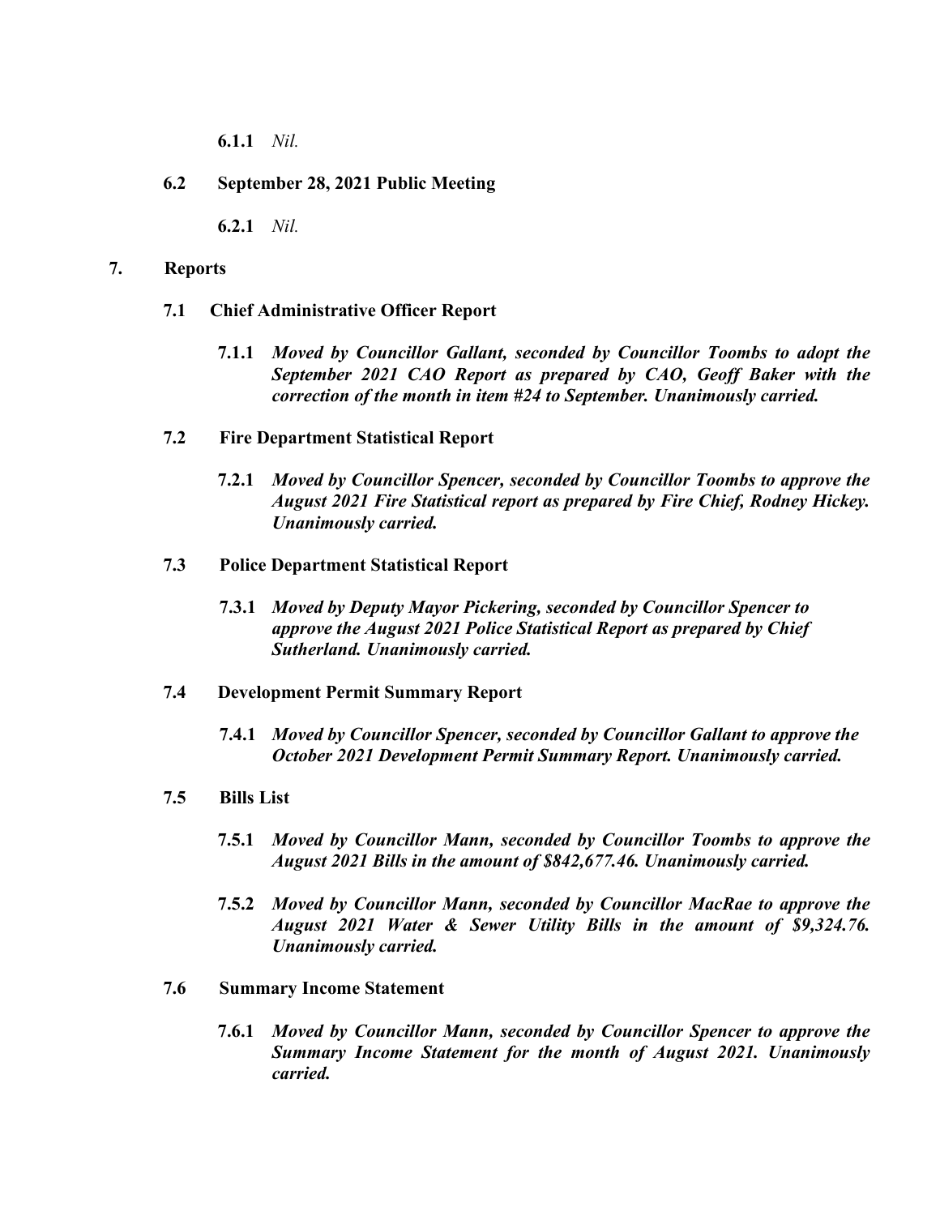**6.1.1** *Nil.*

**6.2 September 28, 2021 Public Meeting**

**6.2.1** *Nil.*

## 7. Reports

### 7.1 Chief Administrative Officer Report

**7.1.1** ***Moved by Councillor Gallant, seconded by Councillor Toombs to adopt the September 2021 CAO Report as prepared by CAO, Geoff Baker with the correction of the month in item #24 to September. Unanimously carried.***

### 7.2 Fire Department Statistical Report

**7.2.1** ***Moved by Councillor Spencer, seconded by Councillor Toombs to approve the August 2021 Fire Statistical report as prepared by Fire Chief, Rodney Hickey. Unanimously carried.***

### 7.3 Police Department Statistical Report

**7.3.1** ***Moved by Deputy Mayor Pickering, seconded by Councillor Spencer to approve the August 2021 Police Statistical Report as prepared by Chief Sutherland. Unanimously carried.***

### 7.4 Development Permit Summary Report

**7.4.1** ***Moved by Councillor Spencer, seconded by Councillor Gallant to approve the October 2021 Development Permit Summary Report. Unanimously carried.***

### 7.5 Bills List

**7.5.1** ***Moved by Councillor Mann, seconded by Councillor Toombs to approve the August 2021 Bills in the amount of $842,677.46. Unanimously carried.***

**7.5.2** ***Moved by Councillor Mann, seconded by Councillor MacRae to approve the August 2021 Water & Sewer Utility Bills in the amount of $9,324.76. Unanimously carried.***

### 7.6 Summary Income Statement

**7.6.1** ***Moved by Councillor Mann, seconded by Councillor Spencer to approve the Summary Income Statement for the month of August 2021. Unanimously carried.***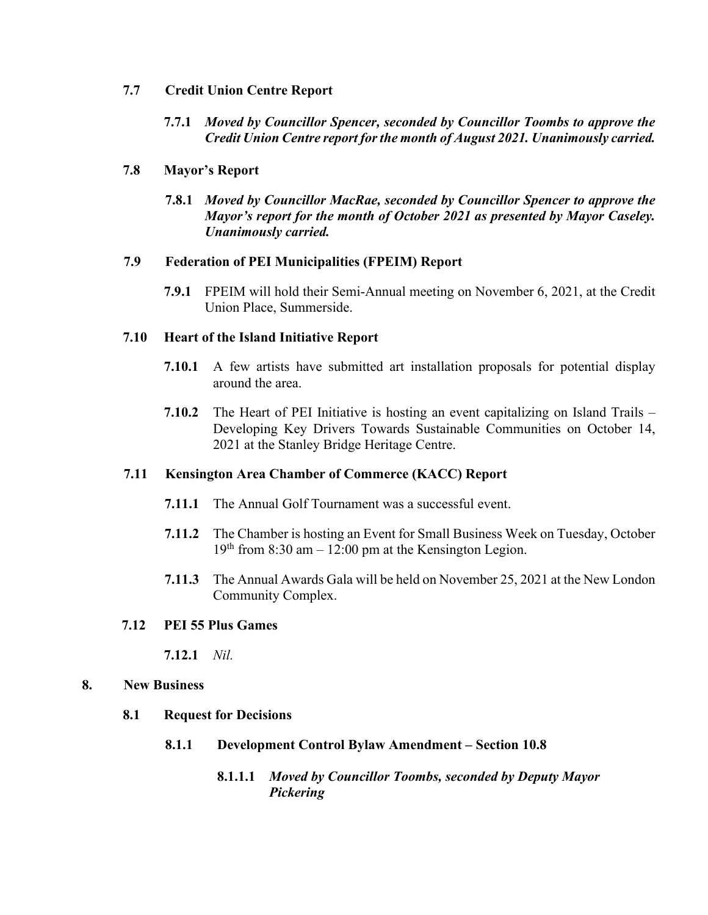### 7.7 Credit Union Centre Report

**7.7.1** ***Moved by Councillor Spencer, seconded by Councillor Toombs to approve the Credit Union Centre report for the month of August 2021. Unanimously carried.***

### 7.8 Mayor's Report

**7.8.1** ***Moved by Councillor MacRae, seconded by Councillor Spencer to approve the Mayor's report for the month of October 2021 as presented by Mayor Caseley. Unanimously carried.***

### 7.9 Federation of PEI Municipalities (FPEIM) Report

**7.9.1** FPEIM will hold their Semi-Annual meeting on November 6, 2021, at the Credit Union Place, Summerside.

### 7.10 Heart of the Island Initiative Report

**7.10.1** A few artists have submitted art installation proposals for potential display around the area.

**7.10.2** The Heart of PEI Initiative is hosting an event capitalizing on Island Trails – Developing Key Drivers Towards Sustainable Communities on October 14, 2021 at the Stanley Bridge Heritage Centre.

### 7.11 Kensington Area Chamber of Commerce (KACC) Report

**7.11.1** The Annual Golf Tournament was a successful event.

**7.11.2** The Chamber is hosting an Event for Small Business Week on Tuesday, October 19th from 8:30 am – 12:00 pm at the Kensington Legion.

**7.11.3** The Annual Awards Gala will be held on November 25, 2021 at the New London Community Complex.

### 7.12 PEI 55 Plus Games

**7.12.1** *Nil.*

## 8. New Business

### 8.1 Request for Decisions

#### 8.1.1 Development Control Bylaw Amendment – Section 10.8

**8.1.1.1** ***Moved by Councillor Toombs, seconded by Deputy Mayor Pickering***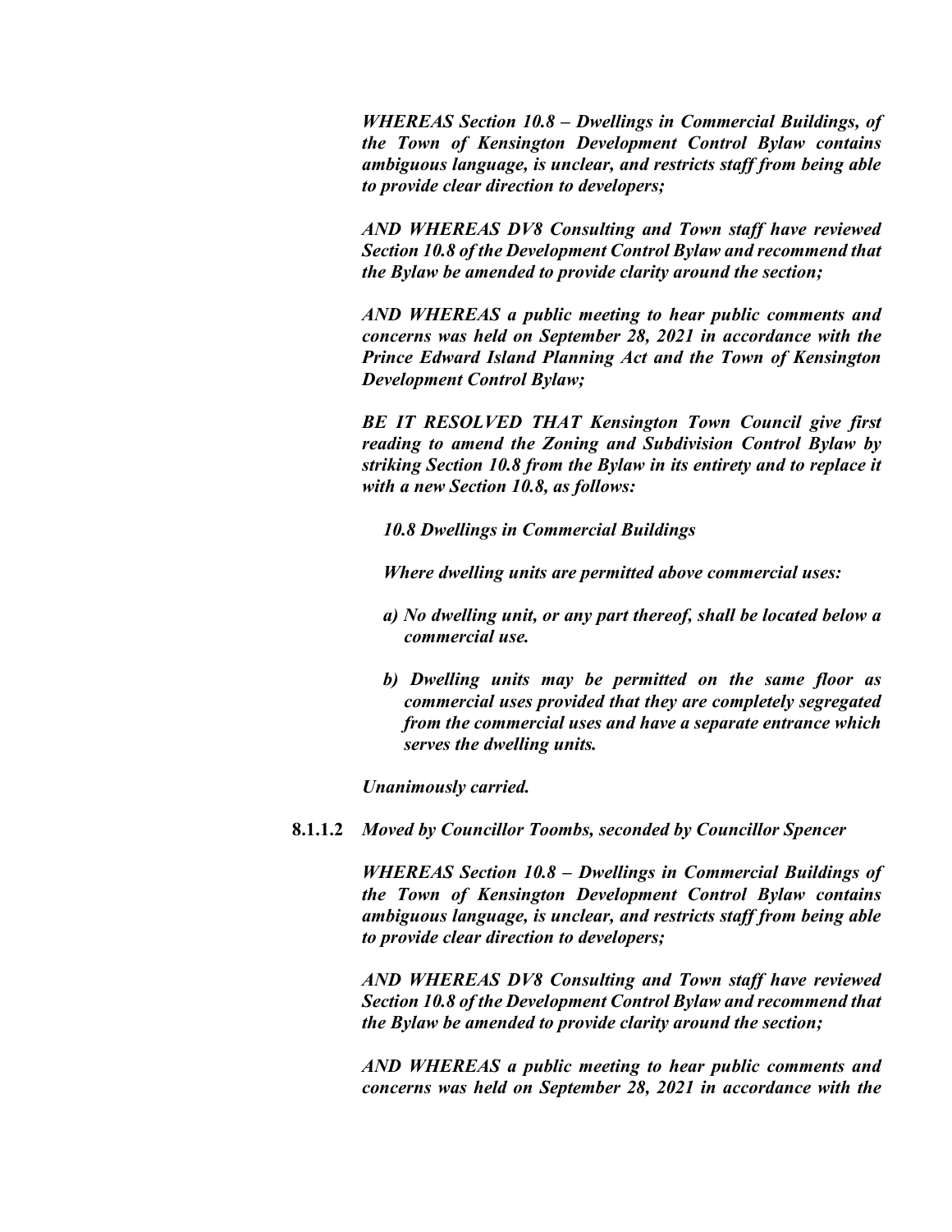*WHEREAS Section 10.8 – Dwellings in Commercial Buildings, of the Town of Kensington Development Control Bylaw contains ambiguous language, is unclear, and restricts staff from being able to provide clear direction to developers;*

*AND WHEREAS DV8 Consulting and Town staff have reviewed Section 10.8 of the Development Control Bylaw and recommend that the Bylaw be amended to provide clarity around the section;*

*AND WHEREAS a public meeting to hear public comments and concerns was held on September 28, 2021 in accordance with the Prince Edward Island Planning Act and the Town of Kensington Development Control Bylaw;*

*BE IT RESOLVED THAT Kensington Town Council give first reading to amend the Zoning and Subdivision Control Bylaw by striking Section 10.8 from the Bylaw in its entirety and to replace it with a new Section 10.8, as follows:*

*10.8 Dwellings in Commercial Buildings*

*Where dwelling units are permitted above commercial uses:*

*a) No dwelling unit, or any part thereof, shall be located below a commercial use.*

*b) Dwelling units may be permitted on the same floor as commercial uses provided that they are completely segregated from the commercial uses and have a separate entrance which serves the dwelling units.*

*Unanimously carried.*

**8.1.1.2** *Moved by Councillor Toombs, seconded by Councillor Spencer*

*WHEREAS Section 10.8 – Dwellings in Commercial Buildings of the Town of Kensington Development Control Bylaw contains ambiguous language, is unclear, and restricts staff from being able to provide clear direction to developers;*

*AND WHEREAS DV8 Consulting and Town staff have reviewed Section 10.8 of the Development Control Bylaw and recommend that the Bylaw be amended to provide clarity around the section;*

*AND WHEREAS a public meeting to hear public comments and concerns was held on September 28, 2021 in accordance with the*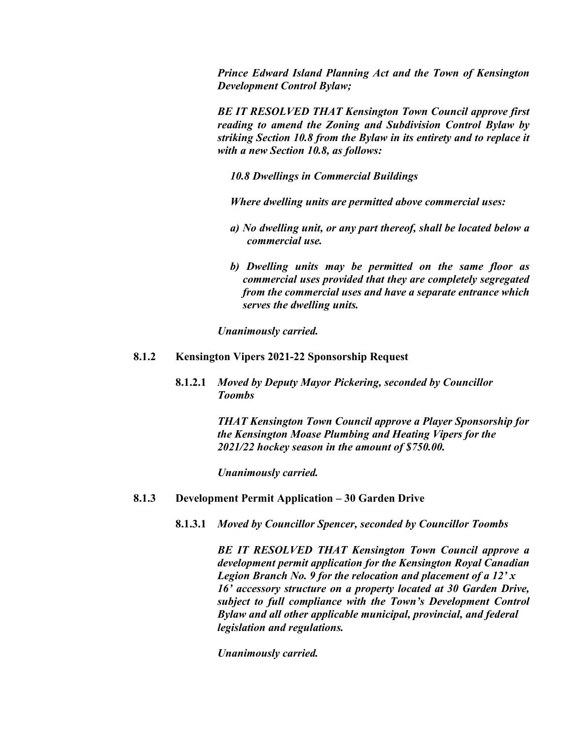***Prince Edward Island Planning Act and the Town of Kensington Development Control Bylaw;***

***BE IT RESOLVED THAT Kensington Town Council approve first reading to amend the Zoning and Subdivision Control Bylaw by striking Section 10.8 from the Bylaw in its entirety and to replace it with a new Section 10.8, as follows:***

***10.8 Dwellings in Commercial Buildings***

***Where dwelling units are permitted above commercial uses:***

***a) No dwelling unit, or any part thereof, shall be located below a commercial use.***

***b) Dwelling units may be permitted on the same floor as commercial uses provided that they are completely segregated from the commercial uses and have a separate entrance which serves the dwelling units.***

***Unanimously carried.***

**8.1.2 Kensington Vipers 2021-22 Sponsorship Request**

**8.1.2.1** ***Moved by Deputy Mayor Pickering, seconded by Councillor Toombs***

***THAT Kensington Town Council approve a Player Sponsorship for the Kensington Moase Plumbing and Heating Vipers for the 2021/22 hockey season in the amount of $750.00.***

***Unanimously carried.***

**8.1.3 Development Permit Application – 30 Garden Drive**

**8.1.3.1** ***Moved by Councillor Spencer, seconded by Councillor Toombs***

***BE IT RESOLVED THAT Kensington Town Council approve a development permit application for the Kensington Royal Canadian Legion Branch No. 9 for the relocation and placement of a 12' x 16' accessory structure on a property located at 30 Garden Drive, subject to full compliance with the Town's Development Control Bylaw and all other applicable municipal, provincial, and federal legislation and regulations.***

***Unanimously carried.***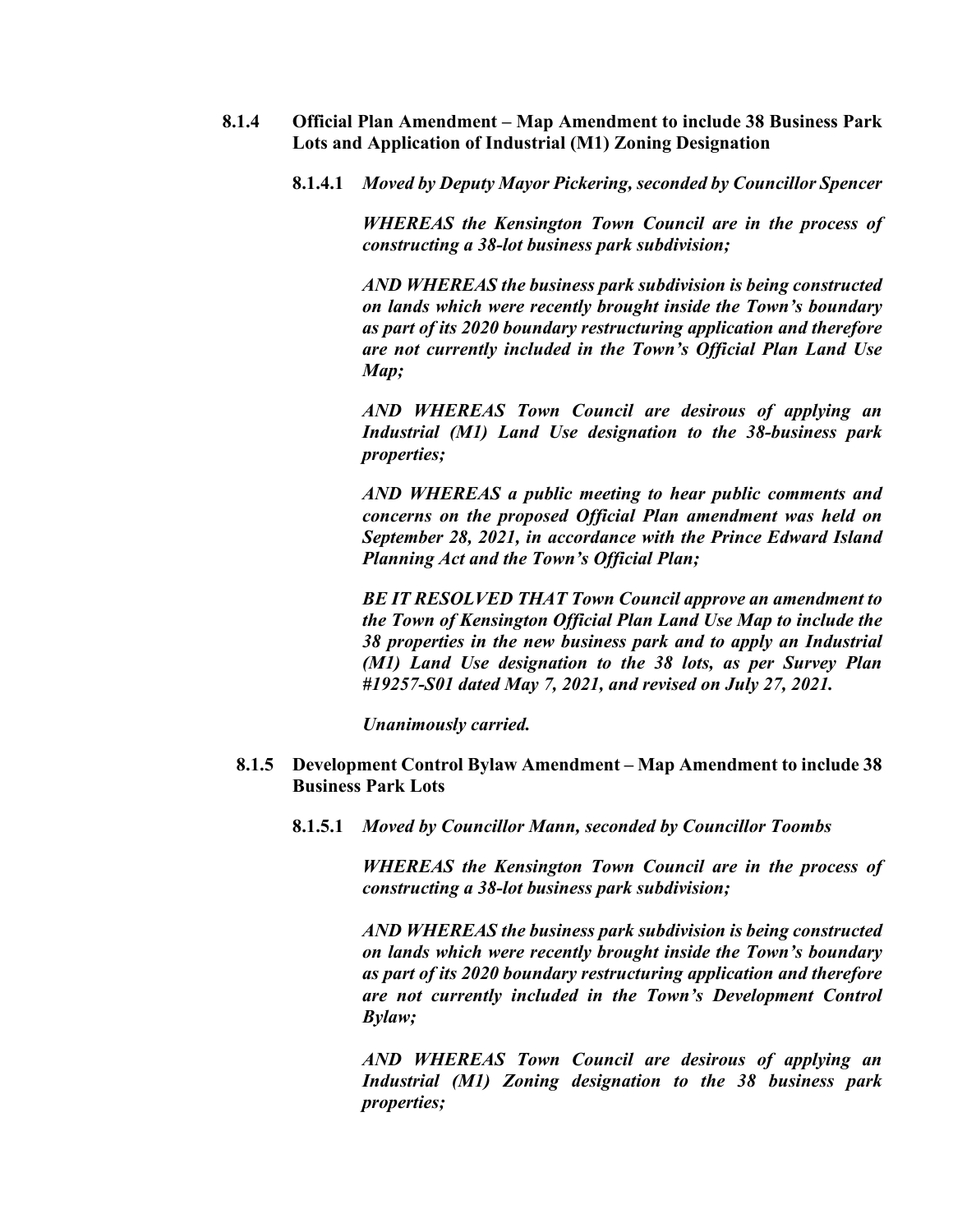**8.1.4 Official Plan Amendment – Map Amendment to include 38 Business Park Lots and Application of Industrial (M1) Zoning Designation**

**8.1.4.1** ***Moved by Deputy Mayor Pickering, seconded by Councillor Spencer***

***WHEREAS the Kensington Town Council are in the process of constructing a 38-lot business park subdivision;***

***AND WHEREAS the business park subdivision is being constructed on lands which were recently brought inside the Town's boundary as part of its 2020 boundary restructuring application and therefore are not currently included in the Town's Official Plan Land Use Map;***

***AND WHEREAS Town Council are desirous of applying an Industrial (M1) Land Use designation to the 38-business park properties;***

***AND WHEREAS a public meeting to hear public comments and concerns on the proposed Official Plan amendment was held on September 28, 2021, in accordance with the Prince Edward Island Planning Act and the Town's Official Plan;***

***BE IT RESOLVED THAT Town Council approve an amendment to the Town of Kensington Official Plan Land Use Map to include the 38 properties in the new business park and to apply an Industrial (M1) Land Use designation to the 38 lots, as per Survey Plan #19257-S01 dated May 7, 2021, and revised on July 27, 2021.***

***Unanimously carried.***

**8.1.5 Development Control Bylaw Amendment – Map Amendment to include 38 Business Park Lots**

**8.1.5.1** ***Moved by Councillor Mann, seconded by Councillor Toombs***

***WHEREAS the Kensington Town Council are in the process of constructing a 38-lot business park subdivision;***

***AND WHEREAS the business park subdivision is being constructed on lands which were recently brought inside the Town's boundary as part of its 2020 boundary restructuring application and therefore are not currently included in the Town's Development Control Bylaw;***

***AND WHEREAS Town Council are desirous of applying an Industrial (M1) Zoning designation to the 38 business park properties;***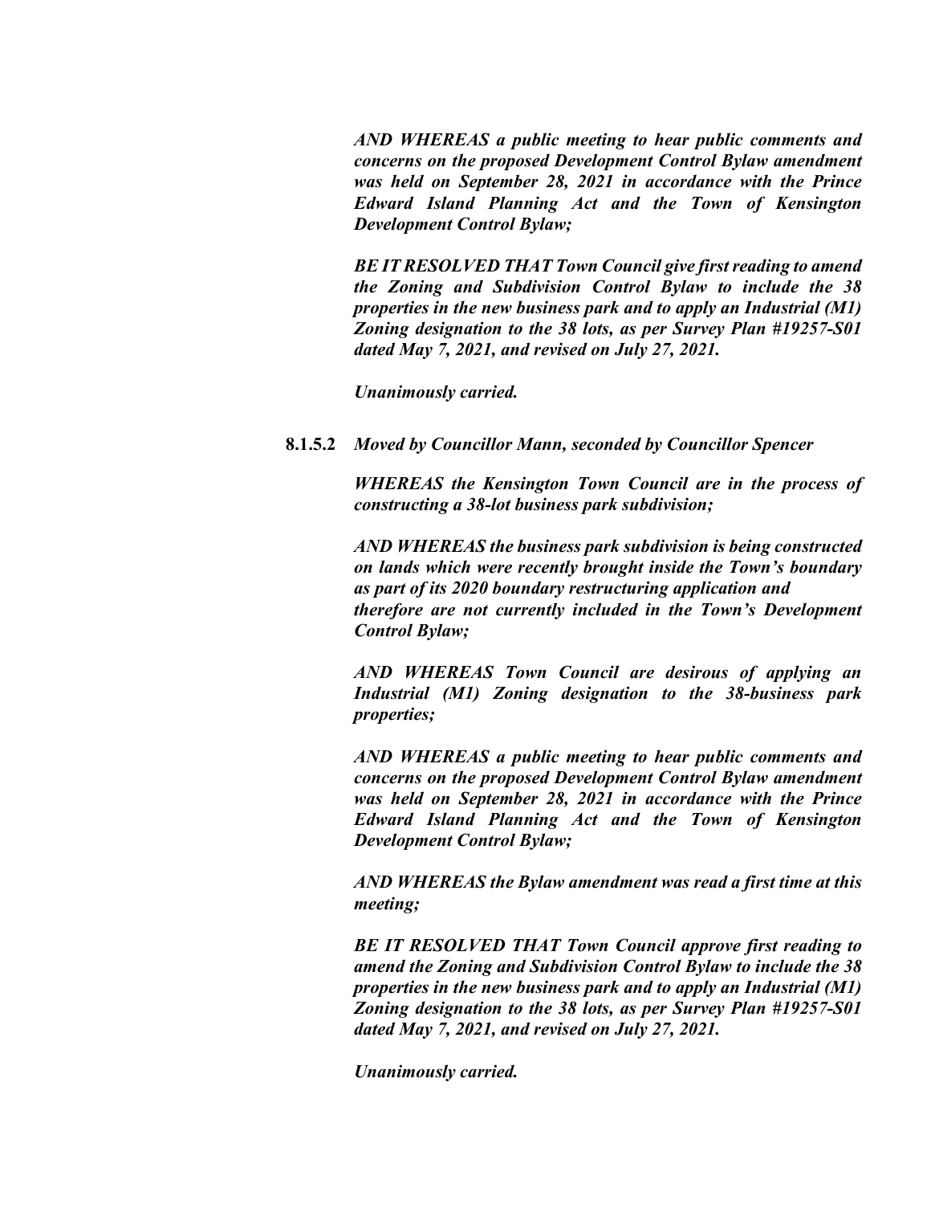***AND WHEREAS a public meeting to hear public comments and concerns on the proposed Development Control Bylaw amendment was held on September 28, 2021 in accordance with the Prince Edward Island Planning Act and the Town of Kensington Development Control Bylaw;***

***BE IT RESOLVED THAT Town Council give first reading to amend the Zoning and Subdivision Control Bylaw to include the 38 properties in the new business park and to apply an Industrial (M1) Zoning designation to the 38 lots, as per Survey Plan #19257-S01 dated May 7, 2021, and revised on July 27, 2021.***

***Unanimously carried.***

**8.1.5.2** ***Moved by Councillor Mann, seconded by Councillor Spencer***

***WHEREAS the Kensington Town Council are in the process of constructing a 38-lot business park subdivision;***

***AND WHEREAS the business park subdivision is being constructed on lands which were recently brought inside the Town's boundary as part of its 2020 boundary restructuring application and therefore are not currently included in the Town's Development Control Bylaw;***

***AND WHEREAS Town Council are desirous of applying an Industrial (M1) Zoning designation to the 38-business park properties;***

***AND WHEREAS a public meeting to hear public comments and concerns on the proposed Development Control Bylaw amendment was held on September 28, 2021 in accordance with the Prince Edward Island Planning Act and the Town of Kensington Development Control Bylaw;***

***AND WHEREAS the Bylaw amendment was read a first time at this meeting;***

***BE IT RESOLVED THAT Town Council approve first reading to amend the Zoning and Subdivision Control Bylaw to include the 38 properties in the new business park and to apply an Industrial (M1) Zoning designation to the 38 lots, as per Survey Plan #19257-S01 dated May 7, 2021, and revised on July 27, 2021.***

***Unanimously carried.***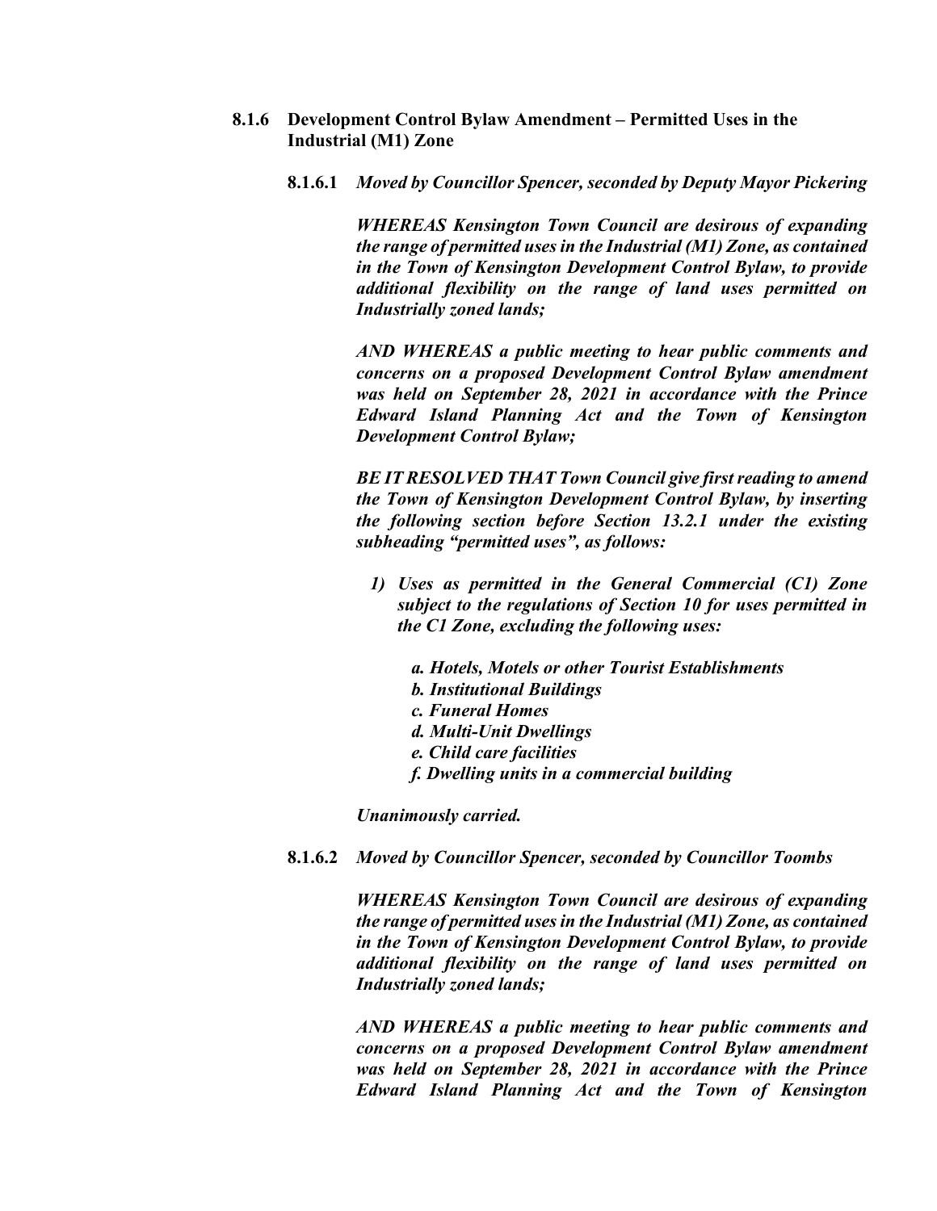**8.1.6 Development Control Bylaw Amendment – Permitted Uses in the Industrial (M1) Zone**

**8.1.6.1** ***Moved by Councillor Spencer, seconded by Deputy Mayor Pickering***

***WHEREAS Kensington Town Council are desirous of expanding the range of permitted uses in the Industrial (M1) Zone, as contained in the Town of Kensington Development Control Bylaw, to provide additional flexibility on the range of land uses permitted on Industrially zoned lands;***

***AND WHEREAS a public meeting to hear public comments and concerns on a proposed Development Control Bylaw amendment was held on September 28, 2021 in accordance with the Prince Edward Island Planning Act and the Town of Kensington Development Control Bylaw;***

***BE IT RESOLVED THAT Town Council give first reading to amend the Town of Kensington Development Control Bylaw, by inserting the following section before Section 13.2.1 under the existing subheading "permitted uses", as follows:***

1) ***Uses as permitted in the General Commercial (C1) Zone subject to the regulations of Section 10 for uses permitted in the C1 Zone, excluding the following uses:***

   a. ***Hotels, Motels or other Tourist Establishments***
   b. ***Institutional Buildings***
   c. ***Funeral Homes***
   d. ***Multi-Unit Dwellings***
   e. ***Child care facilities***
   f. ***Dwelling units in a commercial building***

***Unanimously carried.***

**8.1.6.2** ***Moved by Councillor Spencer, seconded by Councillor Toombs***

***WHEREAS Kensington Town Council are desirous of expanding the range of permitted uses in the Industrial (M1) Zone, as contained in the Town of Kensington Development Control Bylaw, to provide additional flexibility on the range of land uses permitted on Industrially zoned lands;***

***AND WHEREAS a public meeting to hear public comments and concerns on a proposed Development Control Bylaw amendment was held on September 28, 2021 in accordance with the Prince Edward Island Planning Act and the Town of Kensington***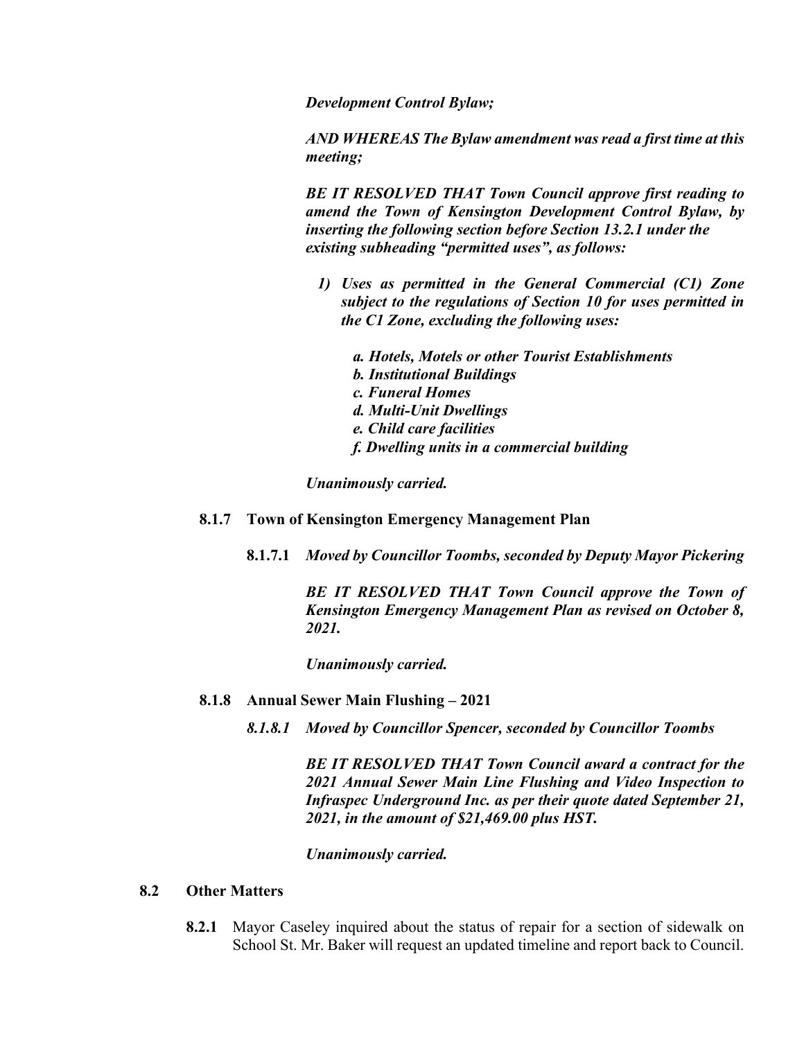***Development Control Bylaw;***

***AND WHEREAS The Bylaw amendment was read a first time at this meeting;***

***BE IT RESOLVED THAT Town Council approve first reading to amend the Town of Kensington Development Control Bylaw, by inserting the following section before Section 13.2.1 under the existing subheading "permitted uses", as follows:***

1) ***Uses as permitted in the General Commercial (C1) Zone subject to the regulations of Section 10 for uses permitted in the C1 Zone, excluding the following uses:***

    ***a. Hotels, Motels or other Tourist Establishments***
    ***b. Institutional Buildings***
    ***c. Funeral Homes***
    ***d. Multi-Unit Dwellings***
    ***e. Child care facilities***
    ***f. Dwelling units in a commercial building***

***Unanimously carried.***

**8.1.7 Town of Kensington Emergency Management Plan**

**8.1.7.1** ***Moved by Councillor Toombs, seconded by Deputy Mayor Pickering***

***BE IT RESOLVED THAT Town Council approve the Town of Kensington Emergency Management Plan as revised on October 8, 2021.***

***Unanimously carried.***

**8.1.8 Annual Sewer Main Flushing – 2021**

***8.1.8.1 Moved by Councillor Spencer, seconded by Councillor Toombs***

***BE IT RESOLVED THAT Town Council award a contract for the 2021 Annual Sewer Main Line Flushing and Video Inspection to Infraspec Underground Inc. as per their quote dated September 21, 2021, in the amount of $21,469.00 plus HST.***

***Unanimously carried.***

**8.2 Other Matters**

**8.2.1** Mayor Caseley inquired about the status of repair for a section of sidewalk on School St. Mr. Baker will request an updated timeline and report back to Council.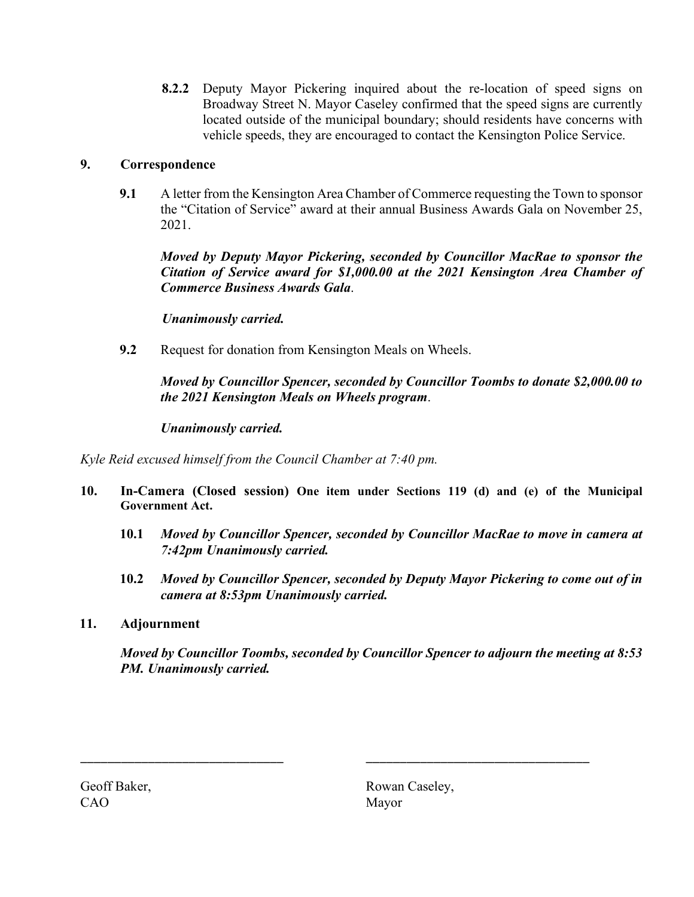**8.2.2** Deputy Mayor Pickering inquired about the re-location of speed signs on Broadway Street N. Mayor Caseley confirmed that the speed signs are currently located outside of the municipal boundary; should residents have concerns with vehicle speeds, they are encouraged to contact the Kensington Police Service.

## 9. Correspondence

**9.1** A letter from the Kensington Area Chamber of Commerce requesting the Town to sponsor the "Citation of Service" award at their annual Business Awards Gala on November 25, 2021.

***Moved by Deputy Mayor Pickering, seconded by Councillor MacRae to sponsor the Citation of Service award for $1,000.00 at the 2021 Kensington Area Chamber of Commerce Business Awards Gala*.**

***Unanimously carried.***

**9.2** Request for donation from Kensington Meals on Wheels.

***Moved by Councillor Spencer, seconded by Councillor Toombs to donate $2,000.00 to the 2021 Kensington Meals on Wheels program*.**

***Unanimously carried.***

*Kyle Reid excused himself from the Council Chamber at 7:40 pm.*

## 10. In-Camera (Closed session) One item under Sections 119 (d) and (e) of the Municipal Government Act.

**10.1** ***Moved by Councillor Spencer, seconded by Councillor MacRae to move in camera at 7:42pm Unanimously carried.***

**10.2** ***Moved by Councillor Spencer, seconded by Deputy Mayor Pickering to come out of in camera at 8:53pm Unanimously carried.***

## 11. Adjournment

***Moved by Councillor Toombs, seconded by Councillor Spencer to adjourn the meeting at 8:53 PM. Unanimously carried.***

| | |
|---|---|
| \_\_\_\_\_\_\_\_\_\_\_\_\_\_\_\_\_\_\_\_\_\_\_\_\_\_\_\_\_\_ | \_\_\_\_\_\_\_\_\_\_\_\_\_\_\_\_\_\_\_\_\_\_\_\_\_\_\_\_\_\_ |
| Geoff Baker,<br>CAO | Rowan Caseley,<br>Mayor |